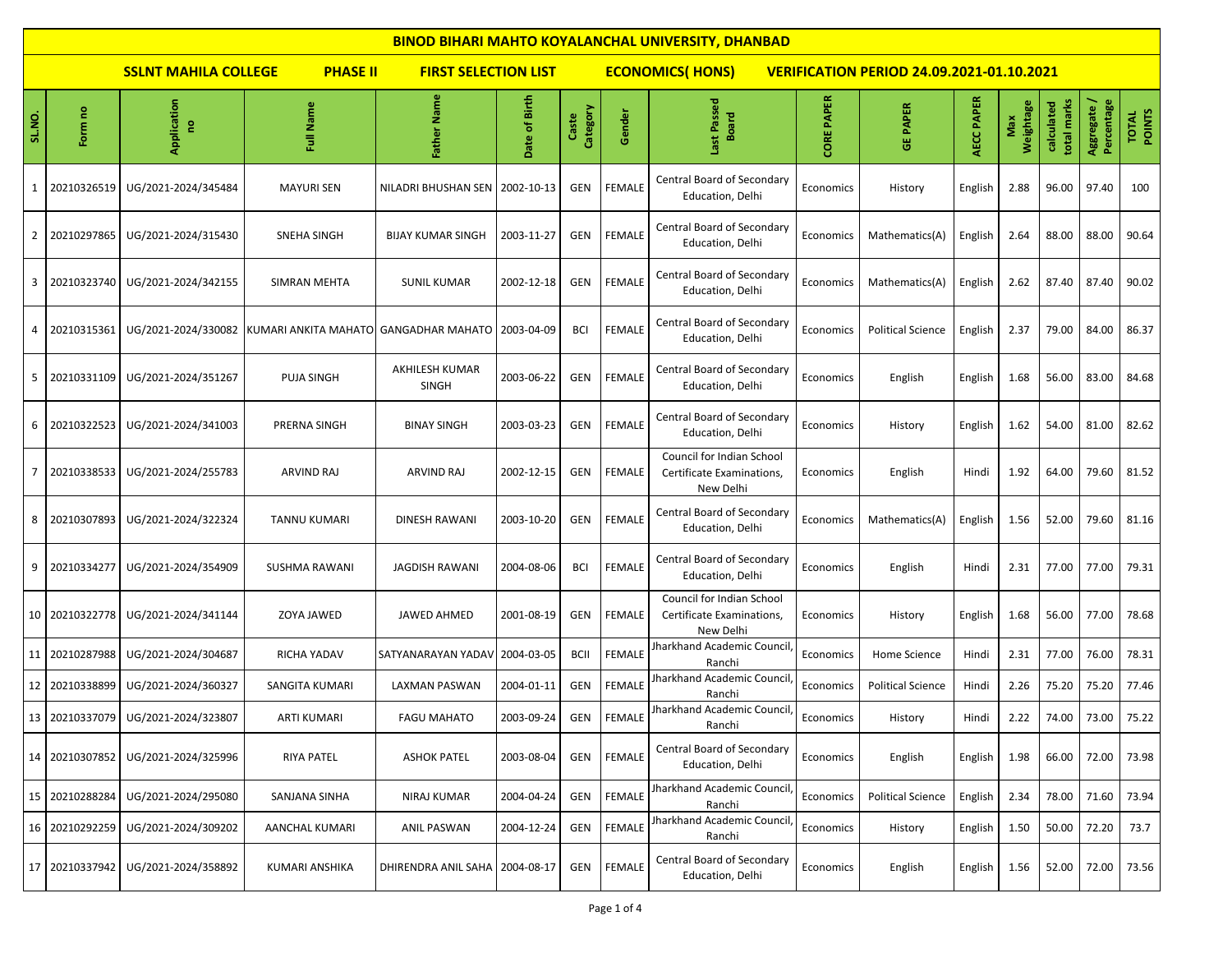# BINOD BIHARI MAHTO KOYALANCHAL UNIVERSITY, DHANBAD

**SSLNT MAHILA COLLEGE** **PHASE II** **FIRST SELECTION LIST** **ECONOMICS( HONS)** **VERIFICATION PERIOD 24.09.2021-01.10.2021**

| SL.NO. | Form no | Application no | Full Name | Father Name | Date of Birth | Caste Category | Gender | Last Passed Board | CORE PAPER | GE PAPER | AECC PAPER | Max Weightage | calculated total marks | Aggregate / Percentage | TOTAL POINTS |
|---|---|---|---|---|---|---|---|---|---|---|---|---|---|---|---|
| 1 | 20210326519 | UG/2021-2024/345484 | MAYURI SEN | NILADRI BHUSHAN SEN | 2002-10-13 | GEN | FEMALE | Central Board of Secondary Education, Delhi | Economics | History | English | 2.88 | 96.00 | 97.40 | 100 |
| 2 | 20210297865 | UG/2021-2024/315430 | SNEHA SINGH | BIJAY KUMAR SINGH | 2003-11-27 | GEN | FEMALE | Central Board of Secondary Education, Delhi | Economics | Mathematics(A) | English | 2.64 | 88.00 | 88.00 | 90.64 |
| 3 | 20210323740 | UG/2021-2024/342155 | SIMRAN MEHTA | SUNIL KUMAR | 2002-12-18 | GEN | FEMALE | Central Board of Secondary Education, Delhi | Economics | Mathematics(A) | English | 2.62 | 87.40 | 87.40 | 90.02 |
| 4 | 20210315361 | UG/2021-2024/330082 | KUMARI ANKITA MAHATO | GANGADHAR MAHATO | 2003-04-09 | BCI | FEMALE | Central Board of Secondary Education, Delhi | Economics | Political Science | English | 2.37 | 79.00 | 84.00 | 86.37 |
| 5 | 20210331109 | UG/2021-2024/351267 | PUJA SINGH | AKHILESH KUMAR SINGH | 2003-06-22 | GEN | FEMALE | Central Board of Secondary Education, Delhi | Economics | English | English | 1.68 | 56.00 | 83.00 | 84.68 |
| 6 | 20210322523 | UG/2021-2024/341003 | PRERNA SINGH | BINAY SINGH | 2003-03-23 | GEN | FEMALE | Central Board of Secondary Education, Delhi | Economics | History | English | 1.62 | 54.00 | 81.00 | 82.62 |
| 7 | 20210338533 | UG/2021-2024/255783 | ARVIND RAJ | ARVIND RAJ | 2002-12-15 | GEN | FEMALE | Council for Indian School Certificate Examinations, New Delhi | Economics | English | Hindi | 1.92 | 64.00 | 79.60 | 81.52 |
| 8 | 20210307893 | UG/2021-2024/322324 | TANNU KUMARI | DINESH RAWANI | 2003-10-20 | GEN | FEMALE | Central Board of Secondary Education, Delhi | Economics | Mathematics(A) | English | 1.56 | 52.00 | 79.60 | 81.16 |
| 9 | 20210334277 | UG/2021-2024/354909 | SUSHMA RAWANI | JAGDISH RAWANI | 2004-08-06 | BCI | FEMALE | Central Board of Secondary Education, Delhi | Economics | English | Hindi | 2.31 | 77.00 | 77.00 | 79.31 |
| 10 | 20210322778 | UG/2021-2024/341144 | ZOYA JAWED | JAWED AHMED | 2001-08-19 | GEN | FEMALE | Council for Indian School Certificate Examinations, New Delhi | Economics | History | English | 1.68 | 56.00 | 77.00 | 78.68 |
| 11 | 20210287988 | UG/2021-2024/304687 | RICHA YADAV | SATYANARAYAN YADAV | 2004-03-05 | BCII | FEMALE | Jharkhand Academic Council, Ranchi | Economics | Home Science | Hindi | 2.31 | 77.00 | 76.00 | 78.31 |
| 12 | 20210338899 | UG/2021-2024/360327 | SANGITA KUMARI | LAXMAN PASWAN | 2004-01-11 | GEN | FEMALE | Jharkhand Academic Council, Ranchi | Economics | Political Science | Hindi | 2.26 | 75.20 | 75.20 | 77.46 |
| 13 | 20210337079 | UG/2021-2024/323807 | ARTI KUMARI | FAGU MAHATO | 2003-09-24 | GEN | FEMALE | Jharkhand Academic Council, Ranchi | Economics | History | Hindi | 2.22 | 74.00 | 73.00 | 75.22 |
| 14 | 20210307852 | UG/2021-2024/325996 | RIYA PATEL | ASHOK PATEL | 2003-08-04 | GEN | FEMALE | Central Board of Secondary Education, Delhi | Economics | English | English | 1.98 | 66.00 | 72.00 | 73.98 |
| 15 | 20210288284 | UG/2021-2024/295080 | SANJANA SINHA | NIRAJ KUMAR | 2004-04-24 | GEN | FEMALE | Jharkhand Academic Council, Ranchi | Economics | Political Science | English | 2.34 | 78.00 | 71.60 | 73.94 |
| 16 | 20210292259 | UG/2021-2024/309202 | AANCHAL KUMARI | ANIL PASWAN | 2004-12-24 | GEN | FEMALE | Jharkhand Academic Council, Ranchi | Economics | History | English | 1.50 | 50.00 | 72.20 | 73.7 |
| 17 | 20210337942 | UG/2021-2024/358892 | KUMARI ANSHIKA | DHIRENDRA ANIL SAHA | 2004-08-17 | GEN | FEMALE | Central Board of Secondary Education, Delhi | Economics | English | English | 1.56 | 52.00 | 72.00 | 73.56 |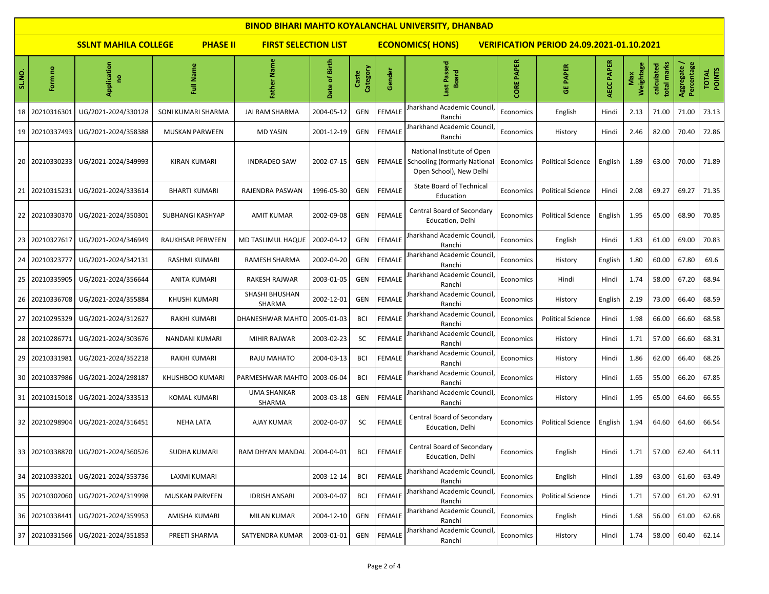# BINOD BIHARI MAHTO KOYALANCHAL UNIVERSITY, DHANBAD

**SSLNT MAHILA COLLEGE** **PHASE II** **FIRST SELECTION LIST** **ECONOMICS( HONS)** **VERIFICATION PERIOD 24.09.2021-01.10.2021**

| SL.NO. | Form no | Application no | Full Name | Father Name | Date of Birth | Caste Category | Gender | Last Passed Board | CORE PAPER | GE PAPER | AECC PAPER | Max Weightage | calculated total marks | Aggregate / Percentage | TOTAL POINTS |
|---|---|---|---|---|---|---|---|---|---|---|---|---|---|---|---|
| 18 | 20210316301 | UG/2021-2024/330128 | SONI KUMARI SHARMA | JAI RAM SHARMA | 2004-05-12 | GEN | FEMALE | Jharkhand Academic Council, Ranchi | Economics | English | Hindi | 2.13 | 71.00 | 71.00 | 73.13 |
| 19 | 20210337493 | UG/2021-2024/358388 | MUSKAN PARWEEN | MD YASIN | 2001-12-19 | GEN | FEMALE | Jharkhand Academic Council, Ranchi | Economics | History | Hindi | 2.46 | 82.00 | 70.40 | 72.86 |
| 20 | 20210330233 | UG/2021-2024/349993 | KIRAN KUMARI | INDRADEO SAW | 2002-07-15 | GEN | FEMALE | National Institute of Open Schooling (formarly National Open School), New Delhi | Economics | Political Science | English | 1.89 | 63.00 | 70.00 | 71.89 |
| 21 | 20210315231 | UG/2021-2024/333614 | BHARTI KUMARI | RAJENDRA PASWAN | 1996-05-30 | GEN | FEMALE | State Board of Technical Education | Economics | Political Science | Hindi | 2.08 | 69.27 | 69.27 | 71.35 |
| 22 | 20210330370 | UG/2021-2024/350301 | SUBHANGI KASHYAP | AMIT KUMAR | 2002-09-08 | GEN | FEMALE | Central Board of Secondary Education, Delhi | Economics | Political Science | English | 1.95 | 65.00 | 68.90 | 70.85 |
| 23 | 20210327617 | UG/2021-2024/346949 | RAUKHSAR PERWEEN | MD TASLIMUL HAQUE | 2002-04-12 | GEN | FEMALE | Jharkhand Academic Council, Ranchi | Economics | English | Hindi | 1.83 | 61.00 | 69.00 | 70.83 |
| 24 | 20210323777 | UG/2021-2024/342131 | RASHMI KUMARI | RAMESH SHARMA | 2002-04-20 | GEN | FEMALE | Jharkhand Academic Council, Ranchi | Economics | History | English | 1.80 | 60.00 | 67.80 | 69.6 |
| 25 | 20210335905 | UG/2021-2024/356644 | ANITA KUMARI | RAKESH RAJWAR | 2003-01-05 | GEN | FEMALE | Jharkhand Academic Council, Ranchi | Economics | Hindi | Hindi | 1.74 | 58.00 | 67.20 | 68.94 |
| 26 | 20210336708 | UG/2021-2024/355884 | KHUSHI KUMARI | SHASHI BHUSHAN SHARMA | 2002-12-01 | GEN | FEMALE | Jharkhand Academic Council, Ranchi | Economics | History | English | 2.19 | 73.00 | 66.40 | 68.59 |
| 27 | 20210295329 | UG/2021-2024/312627 | RAKHI KUMARI | DHANESHWAR MAHTO | 2005-01-03 | BCI | FEMALE | Jharkhand Academic Council, Ranchi | Economics | Political Science | Hindi | 1.98 | 66.00 | 66.60 | 68.58 |
| 28 | 20210286771 | UG/2021-2024/303676 | NANDANI KUMARI | MIHIR RAJWAR | 2003-02-23 | SC | FEMALE | Jharkhand Academic Council, Ranchi | Economics | History | Hindi | 1.71 | 57.00 | 66.60 | 68.31 |
| 29 | 20210331981 | UG/2021-2024/352218 | RAKHI KUMARI | RAJU MAHATO | 2004-03-13 | BCI | FEMALE | Jharkhand Academic Council, Ranchi | Economics | History | Hindi | 1.86 | 62.00 | 66.40 | 68.26 |
| 30 | 20210337986 | UG/2021-2024/298187 | KHUSHBOO KUMARI | PARMESHWAR MAHTO | 2003-06-04 | BCI | FEMALE | Jharkhand Academic Council, Ranchi | Economics | History | Hindi | 1.65 | 55.00 | 66.20 | 67.85 |
| 31 | 20210315018 | UG/2021-2024/333513 | KOMAL KUMARI | UMA SHANKAR SHARMA | 2003-03-18 | GEN | FEMALE | Jharkhand Academic Council, Ranchi | Economics | History | Hindi | 1.95 | 65.00 | 64.60 | 66.55 |
| 32 | 20210298904 | UG/2021-2024/316451 | NEHA LATA | AJAY KUMAR | 2002-04-07 | SC | FEMALE | Central Board of Secondary Education, Delhi | Economics | Political Science | English | 1.94 | 64.60 | 64.60 | 66.54 |
| 33 | 20210338870 | UG/2021-2024/360526 | SUDHA KUMARI | RAM DHYAN MANDAL | 2004-04-01 | BCI | FEMALE | Central Board of Secondary Education, Delhi | Economics | English | Hindi | 1.71 | 57.00 | 62.40 | 64.11 |
| 34 | 20210333201 | UG/2021-2024/353736 | LAXMI KUMARI | | 2003-12-14 | BCI | FEMALE | Jharkhand Academic Council, Ranchi | Economics | English | Hindi | 1.89 | 63.00 | 61.60 | 63.49 |
| 35 | 20210302060 | UG/2021-2024/319998 | MUSKAN PARVEEN | IDRISH ANSARI | 2003-04-07 | BCI | FEMALE | Jharkhand Academic Council, Ranchi | Economics | Political Science | Hindi | 1.71 | 57.00 | 61.20 | 62.91 |
| 36 | 20210338441 | UG/2021-2024/359953 | AMISHA KUMARI | MILAN KUMAR | 2004-12-10 | GEN | FEMALE | Jharkhand Academic Council, Ranchi | Economics | English | Hindi | 1.68 | 56.00 | 61.00 | 62.68 |
| 37 | 20210331566 | UG/2021-2024/351853 | PREETI SHARMA | SATYENDRA KUMAR | 2003-01-01 | GEN | FEMALE | Jharkhand Academic Council, Ranchi | Economics | History | Hindi | 1.74 | 58.00 | 60.40 | 62.14 |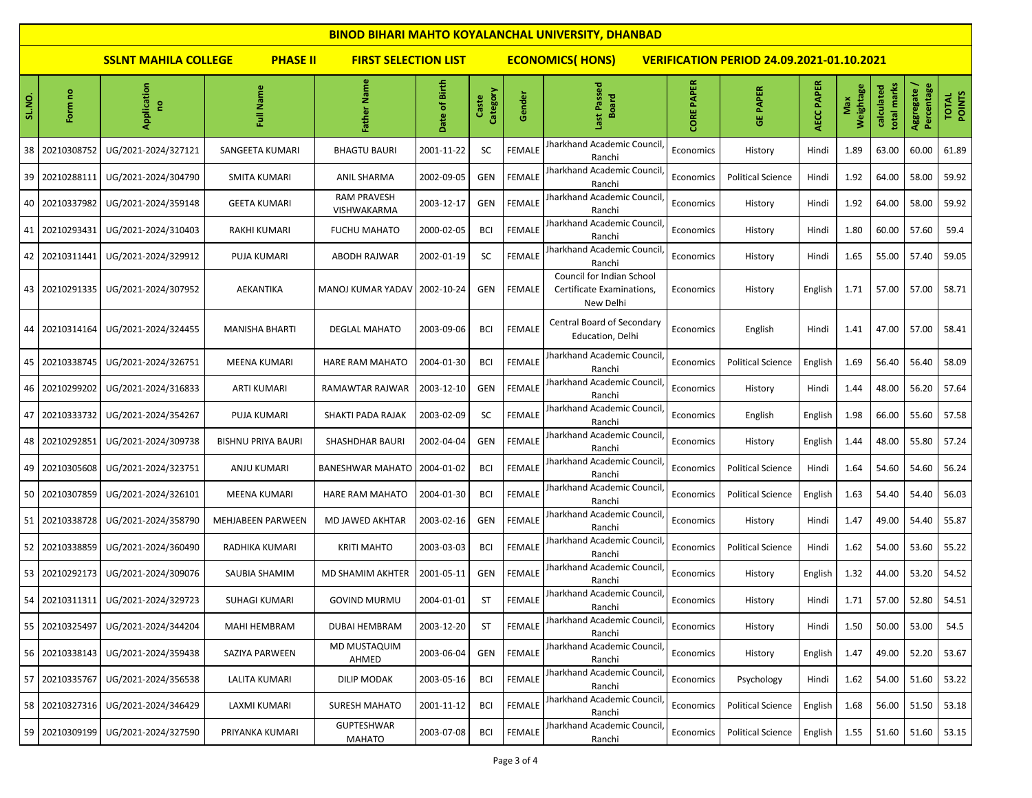# BINOD BIHARI MAHTO KOYALANCHAL UNIVERSITY, DHANBAD

**SSLNT MAHILA COLLEGE** **PHASE II** **FIRST SELECTION LIST** **ECONOMICS( HONS)** **VERIFICATION PERIOD 24.09.2021-01.10.2021**

| SL.NO. | Form no | Application no | Full Name | Father Name | Date of Birth | Caste Category | Gender | Last Passed Board | CORE PAPER | GE PAPER | AECC PAPER | Max Weightage | calculated total marks | Aggregate / Percentage | TOTAL POINTS |
|---|---|---|---|---|---|---|---|---|---|---|---|---|---|---|---|
| 38 | 20210308752 | UG/2021-2024/327121 | SANGEETA KUMARI | BHAGTU BAURI | 2001-11-22 | SC | FEMALE | Jharkhand Academic Council, Ranchi | Economics | History | Hindi | 1.89 | 63.00 | 60.00 | 61.89 |
| 39 | 20210288111 | UG/2021-2024/304790 | SMITA KUMARI | ANIL SHARMA | 2002-09-05 | GEN | FEMALE | Jharkhand Academic Council, Ranchi | Economics | Political Science | Hindi | 1.92 | 64.00 | 58.00 | 59.92 |
| 40 | 20210337982 | UG/2021-2024/359148 | GEETA KUMARI | RAM PRAVESH VISHWAKARMA | 2003-12-17 | GEN | FEMALE | Jharkhand Academic Council, Ranchi | Economics | History | Hindi | 1.92 | 64.00 | 58.00 | 59.92 |
| 41 | 20210293431 | UG/2021-2024/310403 | RAKHI KUMARI | FUCHU MAHATO | 2000-02-05 | BCI | FEMALE | Jharkhand Academic Council, Ranchi | Economics | History | Hindi | 1.80 | 60.00 | 57.60 | 59.4 |
| 42 | 20210311441 | UG/2021-2024/329912 | PUJA KUMARI | ABODH RAJWAR | 2002-01-19 | SC | FEMALE | Jharkhand Academic Council, Ranchi | Economics | History | Hindi | 1.65 | 55.00 | 57.40 | 59.05 |
| 43 | 20210291335 | UG/2021-2024/307952 | AEKANTIKA | MANOJ KUMAR YADAV | 2002-10-24 | GEN | FEMALE | Council for Indian School Certificate Examinations, New Delhi | Economics | History | English | 1.71 | 57.00 | 57.00 | 58.71 |
| 44 | 20210314164 | UG/2021-2024/324455 | MANISHA BHARTI | DEGLAL MAHATO | 2003-09-06 | BCI | FEMALE | Central Board of Secondary Education, Delhi | Economics | English | Hindi | 1.41 | 47.00 | 57.00 | 58.41 |
| 45 | 20210338745 | UG/2021-2024/326751 | MEENA KUMARI | HARE RAM MAHATO | 2004-01-30 | BCI | FEMALE | Jharkhand Academic Council, Ranchi | Economics | Political Science | English | 1.69 | 56.40 | 56.40 | 58.09 |
| 46 | 20210299202 | UG/2021-2024/316833 | ARTI KUMARI | RAMAWTAR RAJWAR | 2003-12-10 | GEN | FEMALE | Jharkhand Academic Council, Ranchi | Economics | History | Hindi | 1.44 | 48.00 | 56.20 | 57.64 |
| 47 | 20210333732 | UG/2021-2024/354267 | PUJA KUMARI | SHAKTI PADA RAJAK | 2003-02-09 | SC | FEMALE | Jharkhand Academic Council, Ranchi | Economics | English | English | 1.98 | 66.00 | 55.60 | 57.58 |
| 48 | 20210292851 | UG/2021-2024/309738 | BISHNU PRIYA BAURI | SHASHDHAR BAURI | 2002-04-04 | GEN | FEMALE | Jharkhand Academic Council, Ranchi | Economics | History | English | 1.44 | 48.00 | 55.80 | 57.24 |
| 49 | 20210305608 | UG/2021-2024/323751 | ANJU KUMARI | BANESHWAR MAHATO | 2004-01-02 | BCI | FEMALE | Jharkhand Academic Council, Ranchi | Economics | Political Science | Hindi | 1.64 | 54.60 | 54.60 | 56.24 |
| 50 | 20210307859 | UG/2021-2024/326101 | MEENA KUMARI | HARE RAM MAHATO | 2004-01-30 | BCI | FEMALE | Jharkhand Academic Council, Ranchi | Economics | Political Science | English | 1.63 | 54.40 | 54.40 | 56.03 |
| 51 | 20210338728 | UG/2021-2024/358790 | MEHJABEEN PARWEEN | MD JAWED AKHTAR | 2003-02-16 | GEN | FEMALE | Jharkhand Academic Council, Ranchi | Economics | History | Hindi | 1.47 | 49.00 | 54.40 | 55.87 |
| 52 | 20210338859 | UG/2021-2024/360490 | RADHIKA KUMARI | KRITI MAHTO | 2003-03-03 | BCI | FEMALE | Jharkhand Academic Council, Ranchi | Economics | Political Science | Hindi | 1.62 | 54.00 | 53.60 | 55.22 |
| 53 | 20210292173 | UG/2021-2024/309076 | SAUBIA SHAMIM | MD SHAMIM AKHTER | 2001-05-11 | GEN | FEMALE | Jharkhand Academic Council, Ranchi | Economics | History | English | 1.32 | 44.00 | 53.20 | 54.52 |
| 54 | 20210311311 | UG/2021-2024/329723 | SUHAGI KUMARI | GOVIND MURMU | 2004-01-01 | ST | FEMALE | Jharkhand Academic Council, Ranchi | Economics | History | Hindi | 1.71 | 57.00 | 52.80 | 54.51 |
| 55 | 20210325497 | UG/2021-2024/344204 | MAHI HEMBRAM | DUBAI HEMBRAM | 2003-12-20 | ST | FEMALE | Jharkhand Academic Council, Ranchi | Economics | History | Hindi | 1.50 | 50.00 | 53.00 | 54.5 |
| 56 | 20210338143 | UG/2021-2024/359438 | SAZIYA PARWEEN | MD MUSTAQUIM AHMED | 2003-06-04 | GEN | FEMALE | Jharkhand Academic Council, Ranchi | Economics | History | English | 1.47 | 49.00 | 52.20 | 53.67 |
| 57 | 20210335767 | UG/2021-2024/356538 | LALITA KUMARI | DILIP MODAK | 2003-05-16 | BCI | FEMALE | Jharkhand Academic Council, Ranchi | Economics | Psychology | Hindi | 1.62 | 54.00 | 51.60 | 53.22 |
| 58 | 20210327316 | UG/2021-2024/346429 | LAXMI KUMARI | SURESH MAHATO | 2001-11-12 | BCI | FEMALE | Jharkhand Academic Council, Ranchi | Economics | Political Science | English | 1.68 | 56.00 | 51.50 | 53.18 |
| 59 | 20210309199 | UG/2021-2024/327590 | PRIYANKA KUMARI | GUPTESHWAR MAHATO | 2003-07-08 | BCI | FEMALE | Jharkhand Academic Council, Ranchi | Economics | Political Science | English | 1.55 | 51.60 | 51.60 | 53.15 |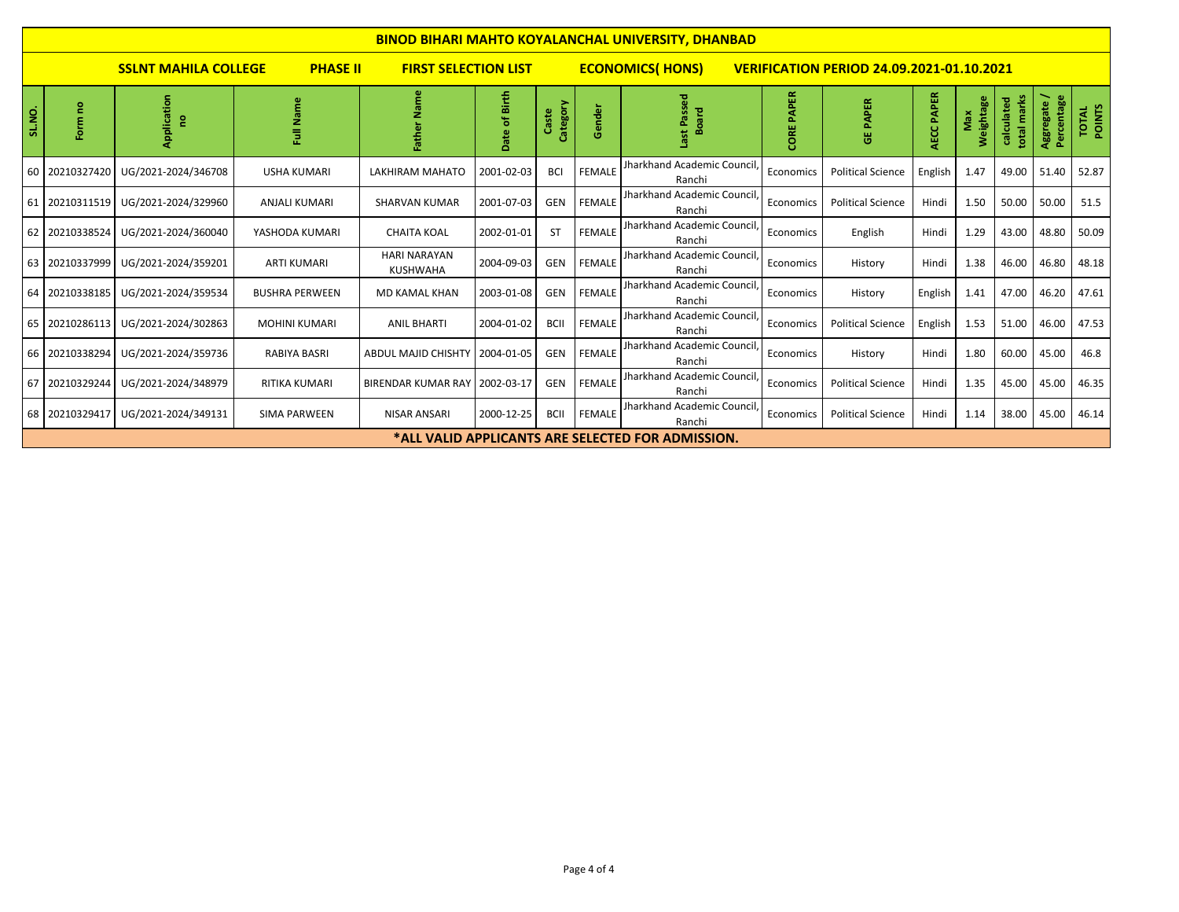# BINOD BIHARI MAHTO KOYALANCHAL UNIVERSITY, DHANBAD

**SSLNT MAHILA COLLEGE** **PHASE II** **FIRST SELECTION LIST** **ECONOMICS( HONS)** **VERIFICATION PERIOD 24.09.2021-01.10.2021**

| SL.NO. | Form no | Application no | Full Name | Father Name | Date of Birth | Caste Category | Gender | Last Passed Board | CORE PAPER | GE PAPER | AECC PAPER | Max Weightage | calculated total marks | Aggregate / Percentage | TOTAL POINTS |
|---|---|---|---|---|---|---|---|---|---|---|---|---|---|---|---|
| 60 | 20210327420 | UG/2021-2024/346708 | USHA KUMARI | LAKHIRAM MAHATO | 2001-02-03 | BCI | FEMALE | Jharkhand Academic Council, Ranchi | Economics | Political Science | English | 1.47 | 49.00 | 51.40 | 52.87 |
| 61 | 20210311519 | UG/2021-2024/329960 | ANJALI KUMARI | SHARVAN KUMAR | 2001-07-03 | GEN | FEMALE | Jharkhand Academic Council, Ranchi | Economics | Political Science | Hindi | 1.50 | 50.00 | 50.00 | 51.5 |
| 62 | 20210338524 | UG/2021-2024/360040 | YASHODA KUMARI | CHAITA KOAL | 2002-01-01 | ST | FEMALE | Jharkhand Academic Council, Ranchi | Economics | English | Hindi | 1.29 | 43.00 | 48.80 | 50.09 |
| 63 | 20210337999 | UG/2021-2024/359201 | ARTI KUMARI | HARI NARAYAN KUSHWAHA | 2004-09-03 | GEN | FEMALE | Jharkhand Academic Council, Ranchi | Economics | History | Hindi | 1.38 | 46.00 | 46.80 | 48.18 |
| 64 | 20210338185 | UG/2021-2024/359534 | BUSHRA PERWEEN | MD KAMAL KHAN | 2003-01-08 | GEN | FEMALE | Jharkhand Academic Council, Ranchi | Economics | History | English | 1.41 | 47.00 | 46.20 | 47.61 |
| 65 | 20210286113 | UG/2021-2024/302863 | MOHINI KUMARI | ANIL BHARTI | 2004-01-02 | BCII | FEMALE | Jharkhand Academic Council, Ranchi | Economics | Political Science | English | 1.53 | 51.00 | 46.00 | 47.53 |
| 66 | 20210338294 | UG/2021-2024/359736 | RABIYA BASRI | ABDUL MAJID CHISHTY | 2004-01-05 | GEN | FEMALE | Jharkhand Academic Council, Ranchi | Economics | History | Hindi | 1.80 | 60.00 | 45.00 | 46.8 |
| 67 | 20210329244 | UG/2021-2024/348979 | RITIKA KUMARI | BIRENDAR KUMAR RAY | 2002-03-17 | GEN | FEMALE | Jharkhand Academic Council, Ranchi | Economics | Political Science | Hindi | 1.35 | 45.00 | 45.00 | 46.35 |
| 68 | 20210329417 | UG/2021-2024/349131 | SIMA PARWEEN | NISAR ANSARI | 2000-12-25 | BCII | FEMALE | Jharkhand Academic Council, Ranchi | Economics | Political Science | Hindi | 1.14 | 38.00 | 45.00 | 46.14 |

***ALL VALID APPLICANTS ARE SELECTED FOR ADMISSION.**